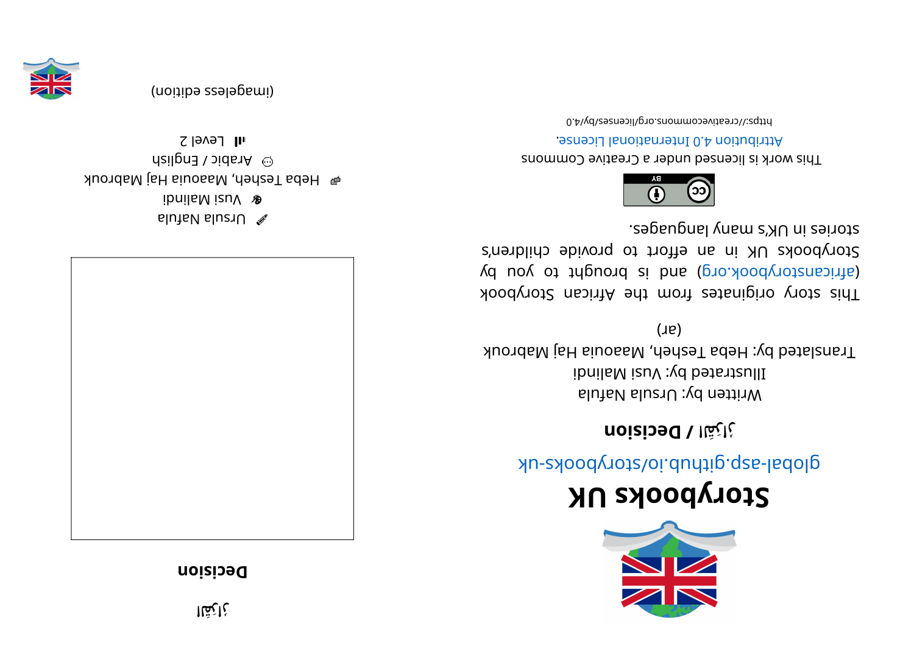# Storybooks UK

global-asp.github.io/storybooks-uk

**قرار / Decision**

Written by: Ursula Nafula
Illustrated by: Vusi Malindi
Translated by: Heba Tesheh, Maaouia Haj Mabrouk
(ar)

This story originates from the African Storybook (africanstorybook.org) and is brought to you by Storybooks UK in an effort to provide children's stories in UK's many languages.

This work is licensed under a Creative Commons Attribution 4.0 International License.
https://creativecommons.org/licenses/by/4.0

قرار

**Decision**

Ursula Nafula
Vusi Malindi
Heba Tesheh, Maaouia Haj Mabrouk
Arabic / English
Level 2

(imageless edition)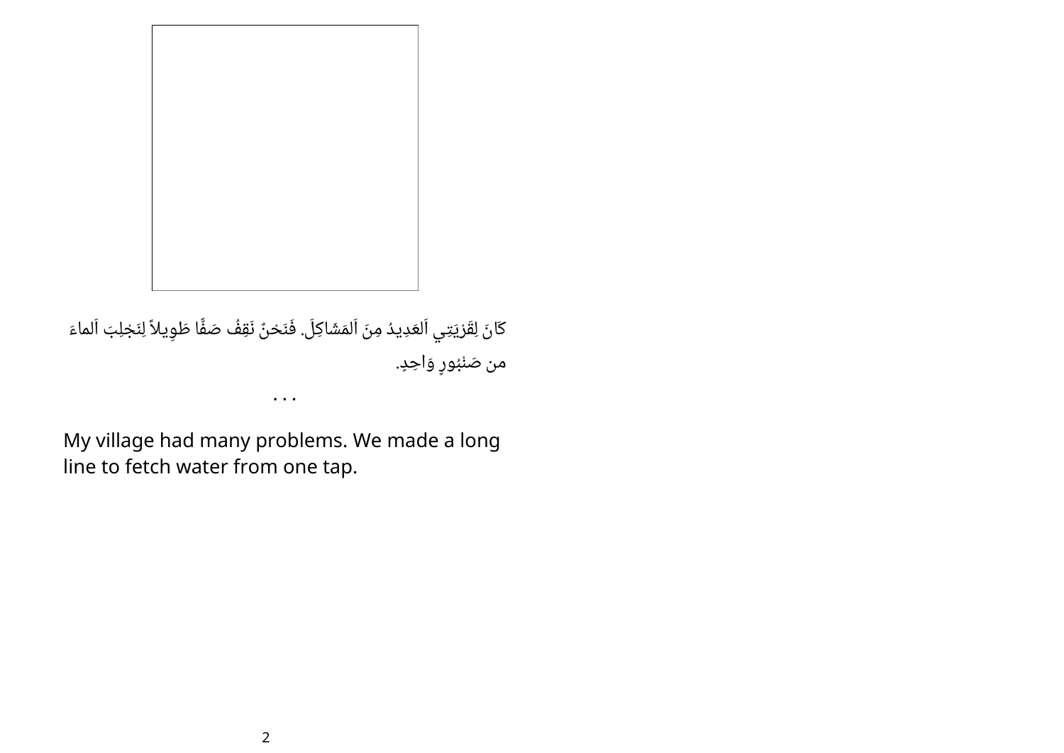كَانَ لِقَرْيَتِي اَلعَدِيدُ مِنَ اَلمَشَاكِلَ. فَنَحْنُ نَقِفُ صَفًّا طَوِيلاً لِنَجْلِبَ اَلماءَ من صَنْبُورٍ وَاحِدٍ.

. . .

My village had many problems. We made a long line to fetch water from one tap.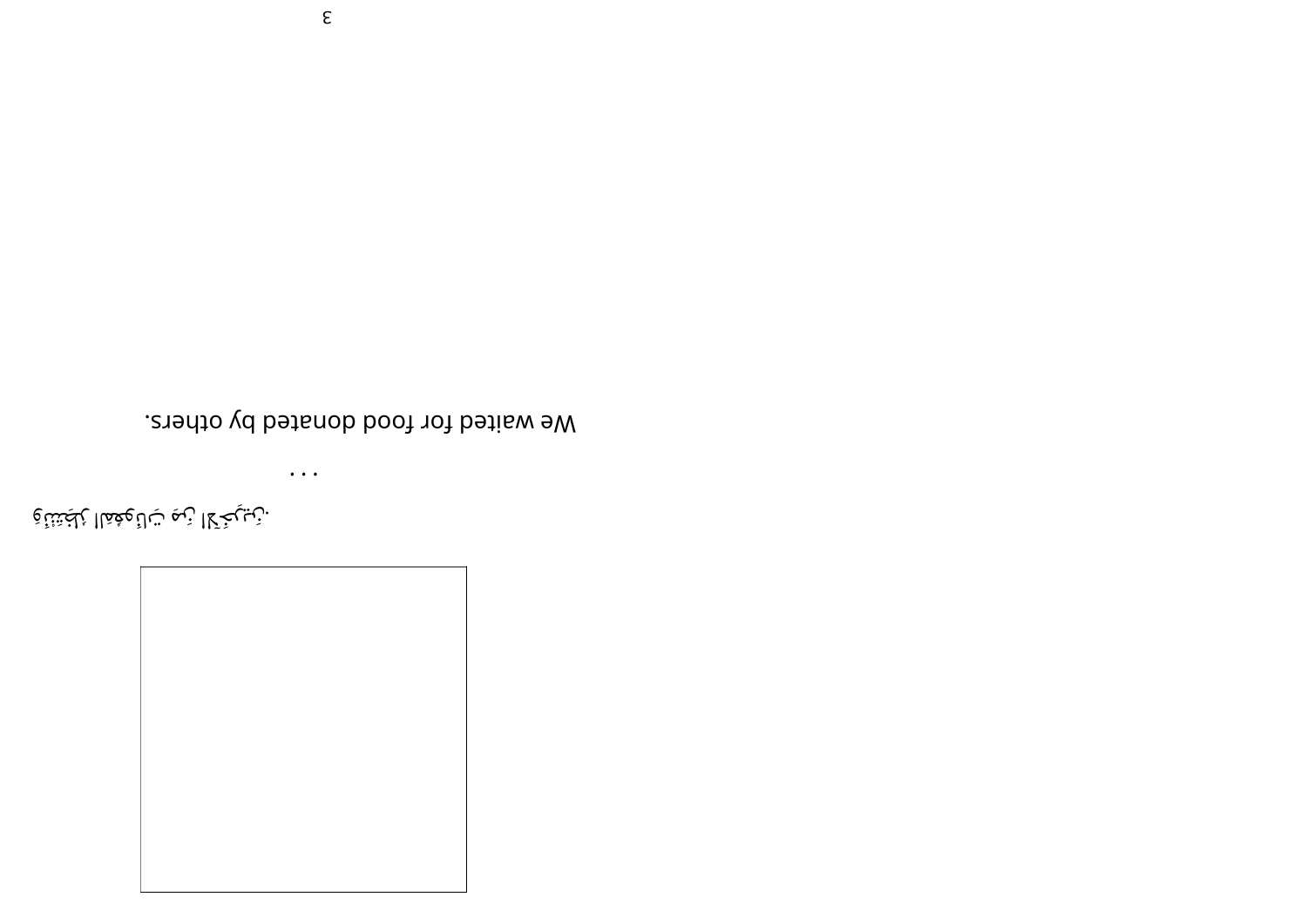وَانْتَظَرْنَا الطَّعَامَ مِنَ الْآخَرِينَ.

. . .

We waited for food donated by others.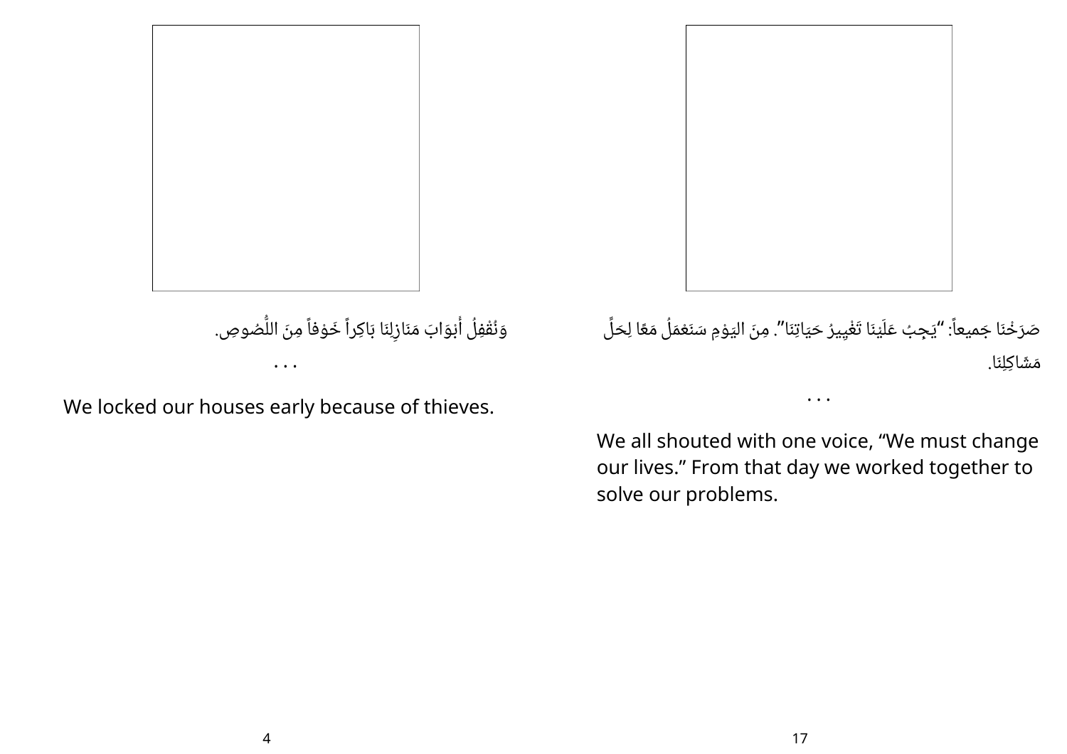وَنُقْفِلُ أَبْوَابَ مَنَازِلِنَا بَاكِراً خَوْفاً مِنَ اللُّصُوصِ.

. . .

We locked our houses early because of thieves.

صَرَخْنَا جَميعاً: "يَجِبُ عَلَيْنَا تَغْيِيرُ حَيَاتِنَا". مِنَ اليَوْمِ سَنَعْمَلُ مَعًا لِحَلِّ مَشَاكِلِنَا.

. . .

We all shouted with one voice, "We must change our lives." From that day we worked together to solve our problems.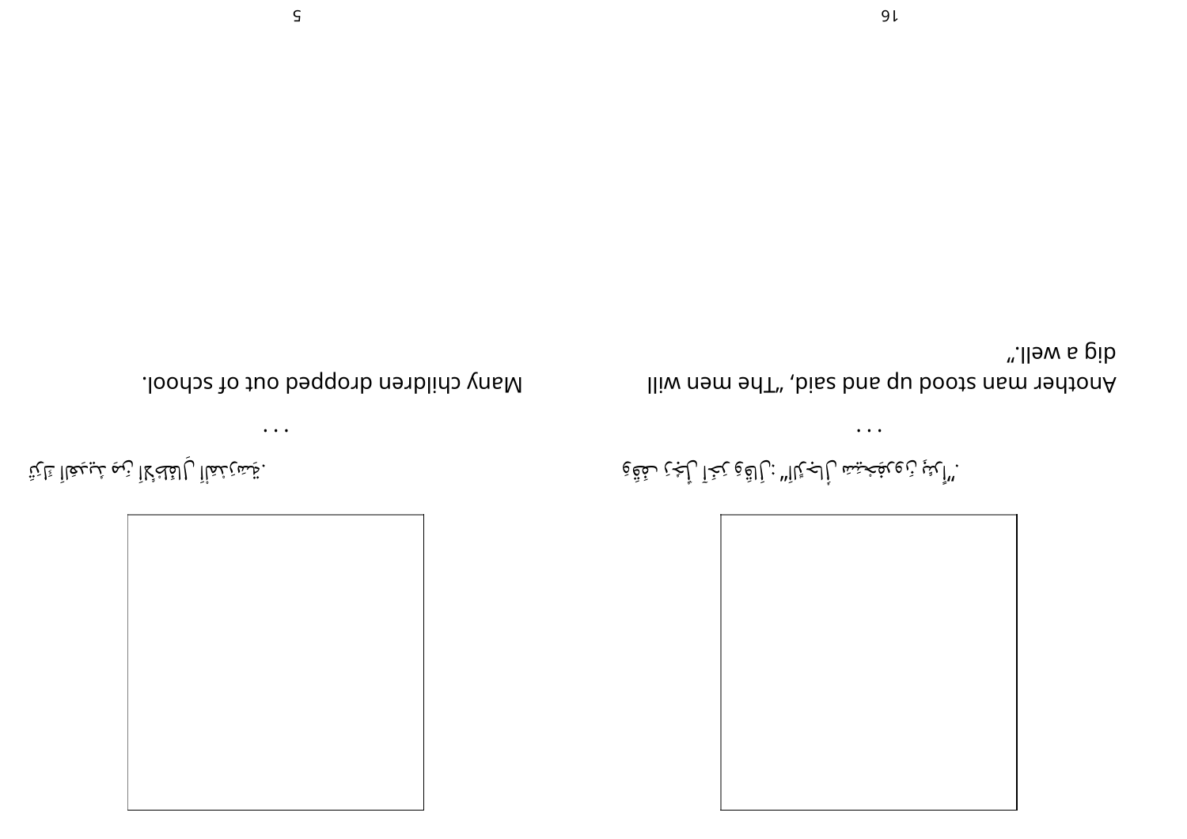...

Another man stood up and said, "The men will dig a well."

...

Many children dropped out of school.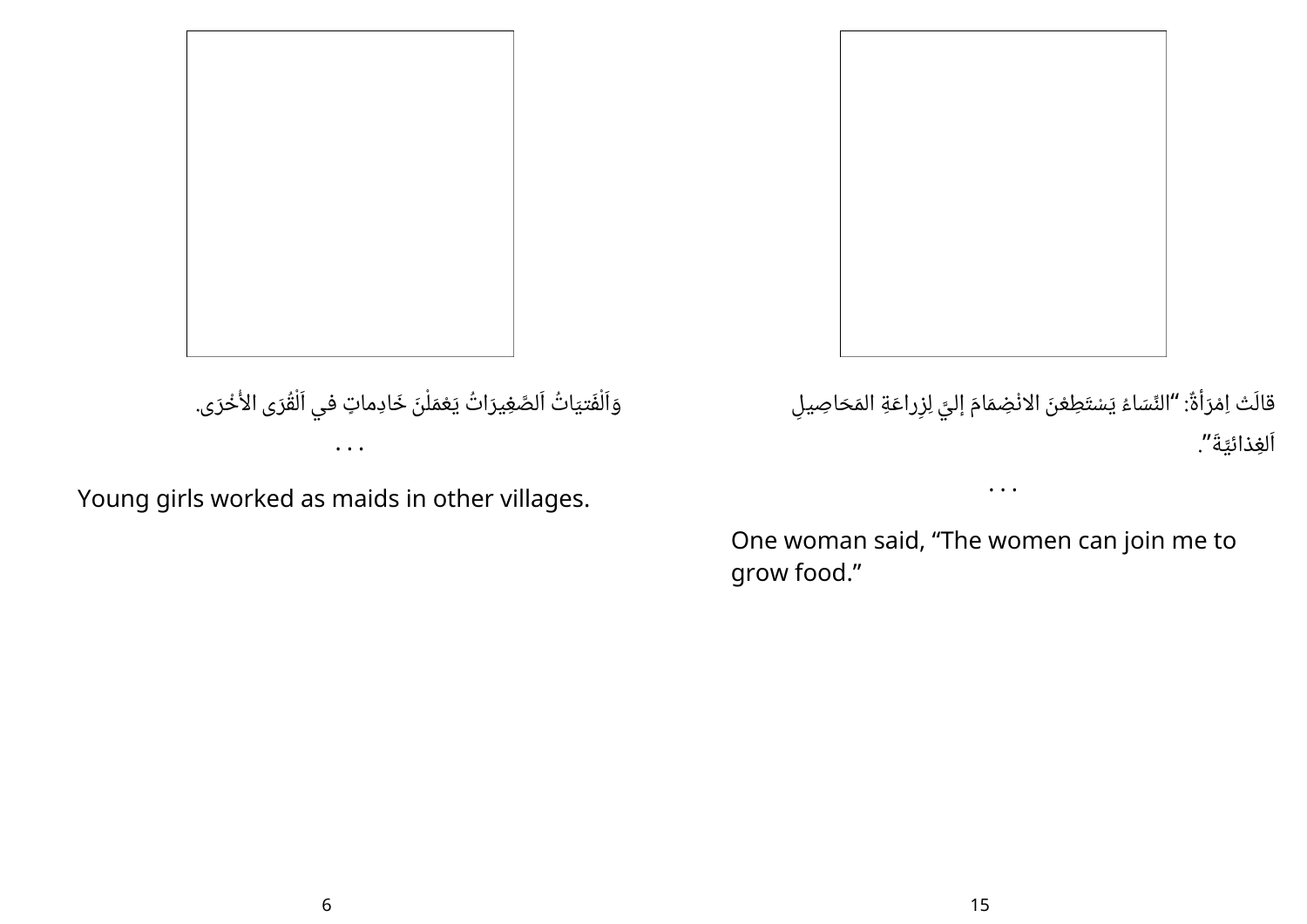وَاَلْفَتيَاتُ اَلصَّغِيرَاتُ يَعْمَلْنَ خَادِماتٍ في اَلْقُرَى الأُخْرَى.

. . .

Young girls worked as maids in other villages.

قالَتْ اِمْرَأةٌ: “النِّسَاءُ يَسْتَطِعْنَ الانْضِمَامَ إليَّ لِزِراعَةِ المَحَاصِيلِ اَلغِذائيَّةَ”.

. . .

One woman said, “The women can join me to grow food.”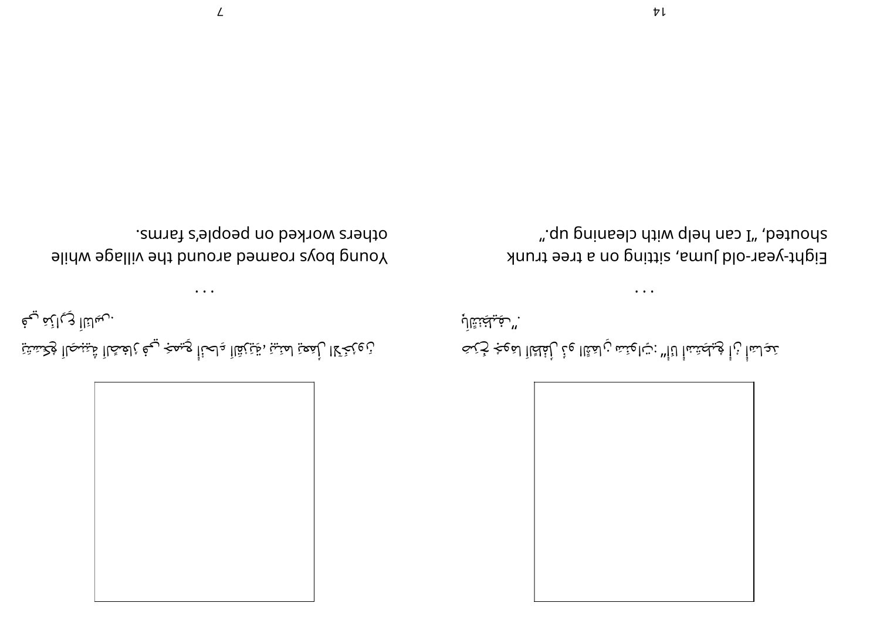Eight-year-old Juma, sitting on a tree trunk shouted, "I can help with cleaning up."

Young boys roamed around the village while others worked on people's farms.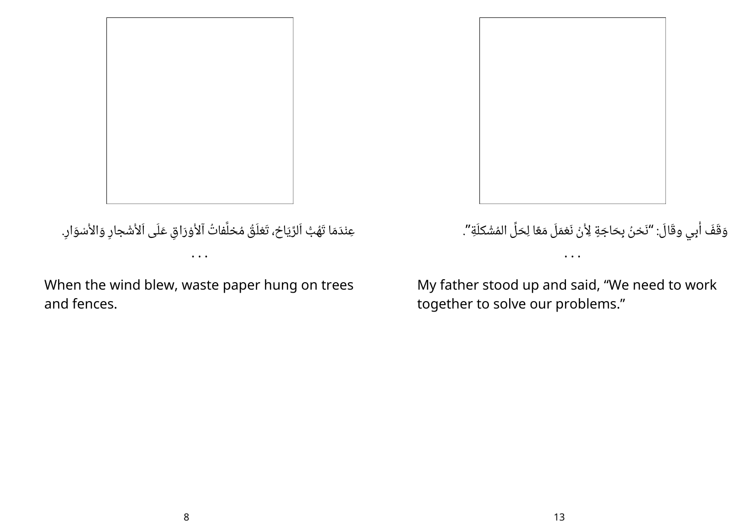عِنْدَمَا تَهُبُّ اَلرِّيَاحُ، تَعْلَقُ مُخلَّفاتُ آلأَوْرَاقِ عَلَى اَلأَشْجارِ وَالأَسْوَارِ.

. . .

When the wind blew, waste paper hung on trees and fences.

وَقَفَ أَبِي وقَالَ: “نَحْنُ بِحَاجَةٍ لِأَنْ نَعْمَلَ مَعًا لِحَلِّ المُشْكلَةِ”.

. . .

My father stood up and said, “We need to work together to solve our problems.”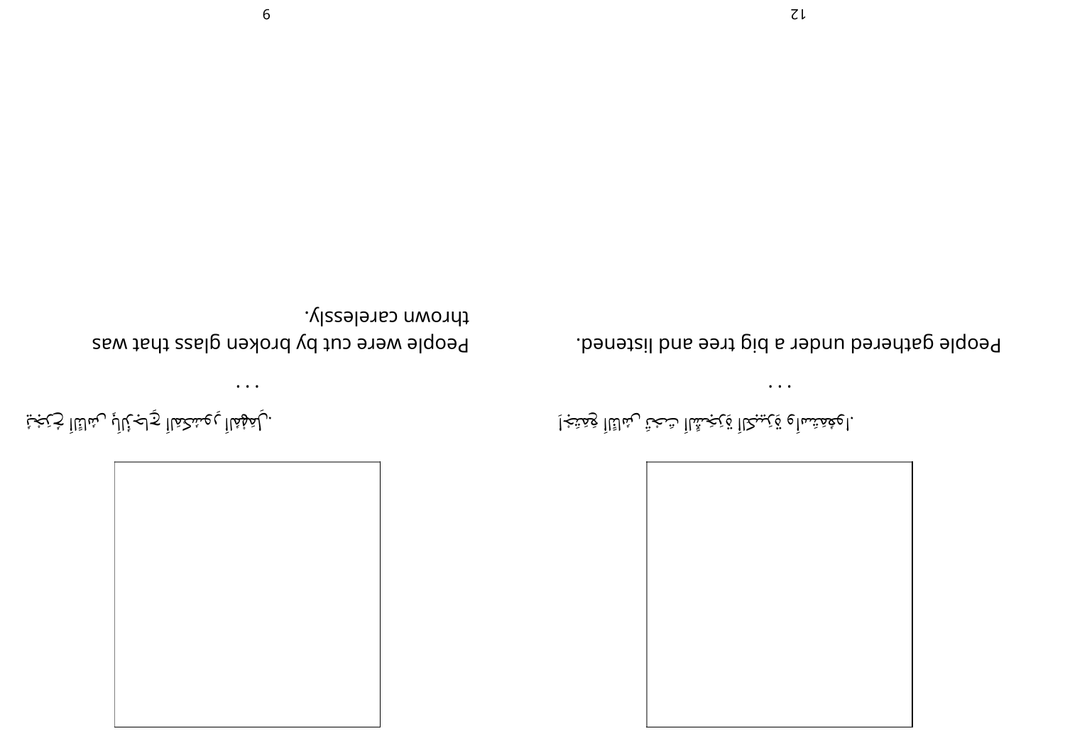. . .

اِجْتَمَعَ النّاسُ تَحْتَ الشَّجَرَةِ الْكَبيرَةِ وَاسْتَمَعوا.

People gathered under a big tree and listened.

. . .

جُرِحَ النّاسُ بِالزُّجاجِ الْمَكْسورِ إِهْمالًا.

People were cut by broken glass that was thrown carelessly.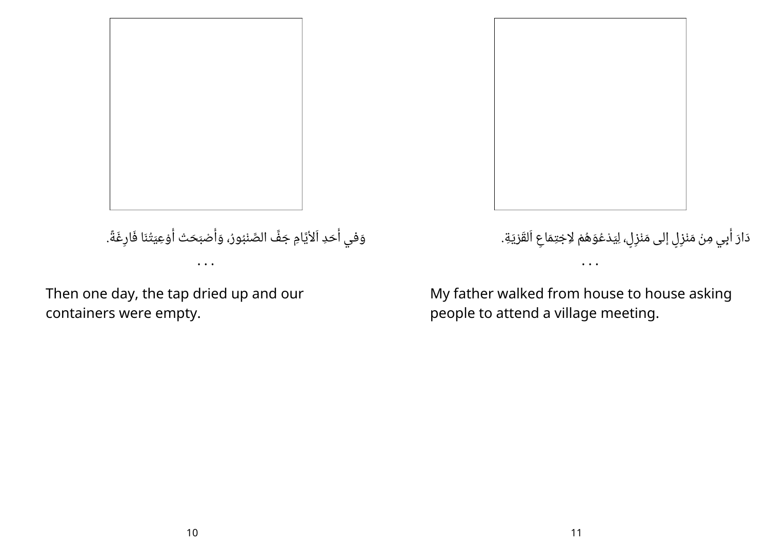وَفي أَحَدِ اَلأيَّامِ جَفَّ الصَّنبُورُ، وَأَصْبَحَتْ أَوْعِيَتُنَا فَارِغَةً.

. . .

Then one day, the tap dried up and our containers were empty.

دَارَ أَبِي مِنْ مَنْزِلٍ إلى مَنْزِلٍ، لِيَدْعُوَهُمْ لِاجْتِمَاعِ اَلقَرْيَةِ.

. . .

My father walked from house to house asking people to attend a village meeting.